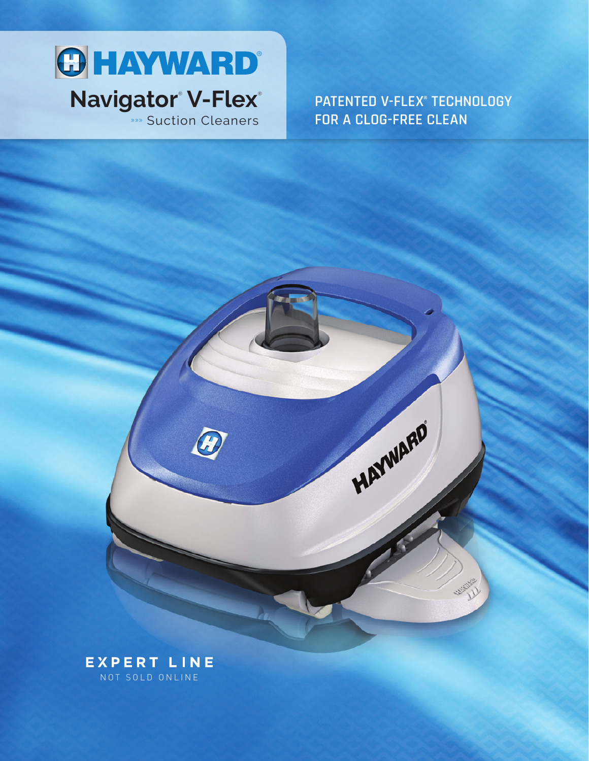# HAYWARD®

## Navigator® V-Flex®

»» Suction Cleaners

**PATENTED V-FLEX® TECHNOLOGY FOR A CLOG-FREE CLEAN**

**EXPERT LINE**

NOT SOLD ONLINE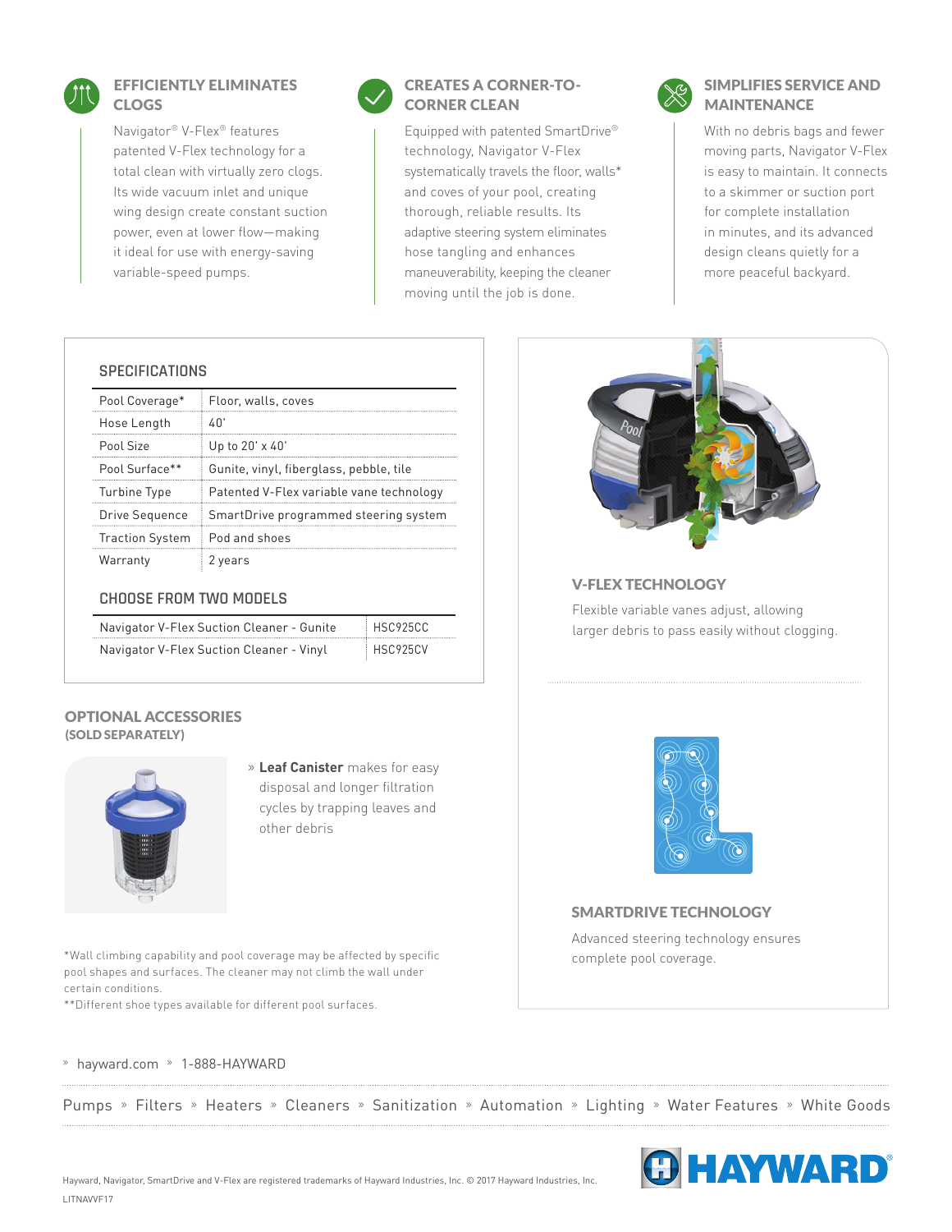### EFFICIENTLY ELIMINATES CLOGS

Navigator® V-Flex® features patented V-Flex technology for a total clean with virtually zero clogs. Its wide vacuum inlet and unique wing design create constant suction power, even at lower flow—making it ideal for use with energy-saving variable-speed pumps.

### CREATES A CORNER-TO-CORNER CLEAN

Equipped with patented SmartDrive® technology, Navigator V-Flex systematically travels the floor, walls* and coves of your pool, creating thorough, reliable results. Its adaptive steering system eliminates hose tangling and enhances maneuverability, keeping the cleaner moving until the job is done.

### SIMPLIFIES SERVICE AND MAINTENANCE

With no debris bags and fewer moving parts, Navigator V-Flex is easy to maintain. It connects to a skimmer or suction port for complete installation in minutes, and its advanced design cleans quietly for a more peaceful backyard.

## SPECIFICATIONS

| | |
|---|---|
| Pool Coverage* | Floor, walls, coves |
| Hose Length | 40' |
| Pool Size | Up to 20' x 40' |
| Pool Surface** | Gunite, vinyl, fiberglass, pebble, tile |
| Turbine Type | Patented V-Flex variable vane technology |
| Drive Sequence | SmartDrive programmed steering system |
| Traction System | Pod and shoes |
| Warranty | 2 years |

## CHOOSE FROM TWO MODELS

| | |
|---|---|
| Navigator V-Flex Suction Cleaner - Gunite | HSC925CC |
| Navigator V-Flex Suction Cleaner - Vinyl | HSC925CV |

### V-FLEX TECHNOLOGY

Flexible variable vanes adjust, allowing larger debris to pass easily without clogging.

### SMARTDRIVE TECHNOLOGY

Advanced steering technology ensures complete pool coverage.

### OPTIONAL ACCESSORIES
**(SOLD SEPARATELY)**

- **Leaf Canister** makes for easy disposal and longer filtration cycles by trapping leaves and other debris

*Wall climbing capability and pool coverage may be affected by specific pool shapes and surfaces. The cleaner may not climb the wall under certain conditions.
**Different shoe types available for different pool surfaces.

» hayward.com » 1-888-HAYWARD

Pumps » Filters » Heaters » Cleaners » Sanitization » Automation » Lighting » Water Features » White Goods

Hayward, Navigator, SmartDrive and V-Flex are registered trademarks of Hayward Industries, Inc. © 2017 Hayward Industries, Inc.
LITNAVVF17